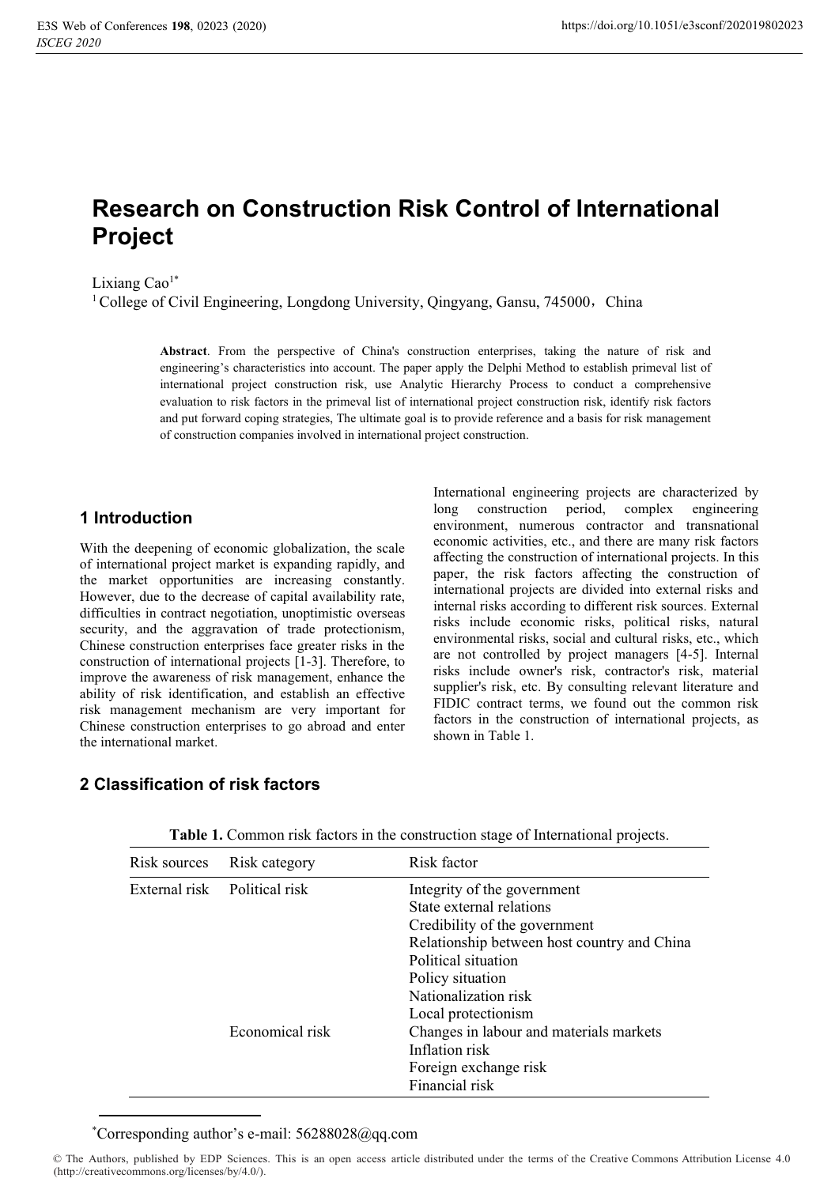# Research on Construction Risk Control of International Project

Lixiang Cao[1*]

[1] College of Civil Engineering, Longdong University, Qingyang, Gansu, 745000，China

**Abstract**. From the perspective of China's construction enterprises, taking the nature of risk and engineering's characteristics into account. The paper apply the Delphi Method to establish primeval list of international project construction risk, use Analytic Hierarchy Process to conduct a comprehensive evaluation to risk factors in the primeval list of international project construction risk, identify risk factors and put forward coping strategies, The ultimate goal is to provide reference and a basis for risk management of construction companies involved in international project construction.

## 1 Introduction

With the deepening of economic globalization, the scale of international project market is expanding rapidly, and the market opportunities are increasing constantly. However, due to the decrease of capital availability rate, difficulties in contract negotiation, unoptimistic overseas security, and the aggravation of trade protectionism, Chinese construction enterprises face greater risks in the construction of international projects [1-3]. Therefore, to improve the awareness of risk management, enhance the ability of risk identification, and establish an effective risk management mechanism are very important for Chinese construction enterprises to go abroad and enter the international market.

International engineering projects are characterized by long construction period, complex engineering environment, numerous contractor and transnational economic activities, etc., and there are many risk factors affecting the construction of international projects. In this paper, the risk factors affecting the construction of international projects are divided into external risks and internal risks according to different risk sources. External risks include economic risks, political risks, natural environmental risks, social and cultural risks, etc., which are not controlled by project managers [4-5]. Internal risks include owner's risk, contractor's risk, material supplier's risk, etc. By consulting relevant literature and FIDIC contract terms, we found out the common risk factors in the construction of international projects, as shown in Table 1.

## 2 Classification of risk factors

**Table 1.** Common risk factors in the construction stage of International projects.

| Risk sources | Risk category | Risk factor |
|---|---|---|
| External risk | Political risk | Integrity of the government |
| | | State external relations |
| | | Credibility of the government |
| | | Relationship between host country and China |
| | | Political situation |
| | | Policy situation |
| | | Nationalization risk |
| | | Local protectionism |
| | Economical risk | Changes in labour and materials markets |
| | | Inflation risk |
| | | Foreign exchange risk |
| | | Financial risk |

*Corresponding author's e-mail: 56288028@qq.com

© The Authors, published by EDP Sciences. This is an open access article distributed under the terms of the Creative Commons Attribution License 4.0 (http://creativecommons.org/licenses/by/4.0/).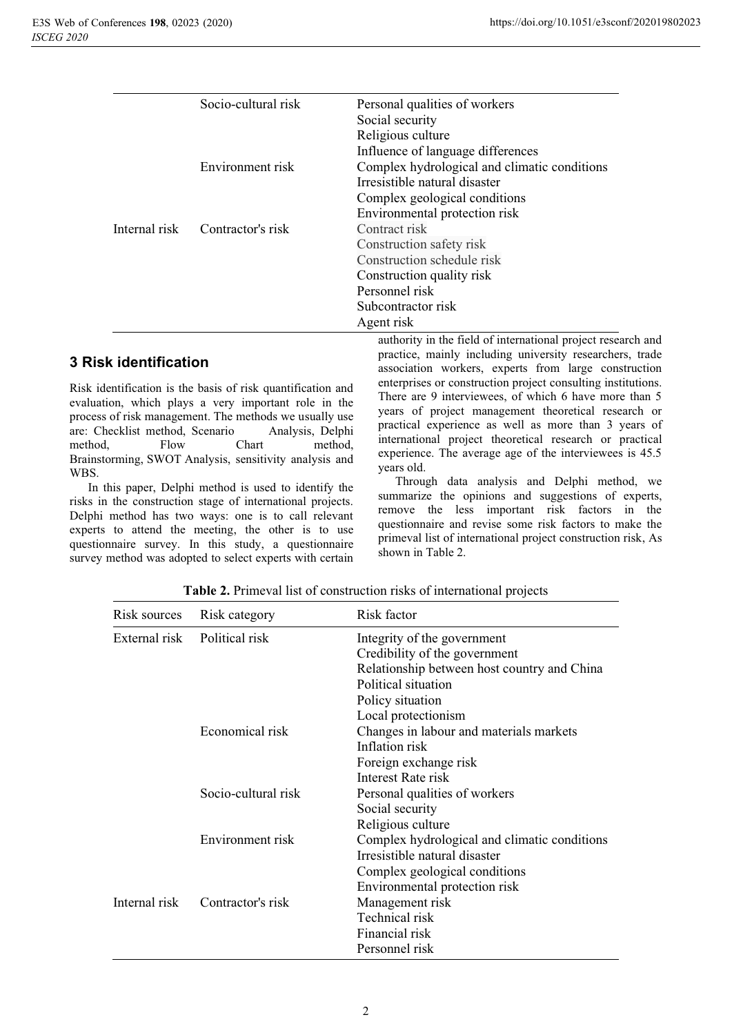| | Socio-cultural risk | Personal qualities of workers<br>Social security<br>Religious culture<br>Influence of language differences |
|---|---|---|
| | Environment risk | Complex hydrological and climatic conditions<br>Irresistible natural disaster<br>Complex geological conditions<br>Environmental protection risk |
| Internal risk | Contractor's risk | Contract risk<br>Construction safety risk<br>Construction schedule risk<br>Construction quality risk<br>Personnel risk<br>Subcontractor risk<br>Agent risk |

## 3 Risk identification

Risk identification is the basis of risk quantification and evaluation, which plays a very important role in the process of risk management. The methods we usually use are: Checklist method, Scenario Analysis, Delphi method, Flow Chart method, Brainstorming, SWOT Analysis, sensitivity analysis and WBS.

In this paper, Delphi method is used to identify the risks in the construction stage of international projects. Delphi method has two ways: one is to call relevant experts to attend the meeting, the other is to use questionnaire survey. In this study, a questionnaire survey method was adopted to select experts with certain authority in the field of international project research and practice, mainly including university researchers, trade association workers, experts from large construction enterprises or construction project consulting institutions. There are 9 interviewees, of which 6 have more than 5 years of project management theoretical research or practical experience as well as more than 3 years of international project theoretical research or practical experience. The average age of the interviewees is 45.5 years old.

Through data analysis and Delphi method, we summarize the opinions and suggestions of experts, remove the less important risk factors in the questionnaire and revise some risk factors to make the primeval list of international project construction risk, As shown in Table 2.

**Table 2.** Primeval list of construction risks of international projects

| Risk sources | Risk category | Risk factor |
|---|---|---|
| External risk | Political risk | Integrity of the government<br>Credibility of the government<br>Relationship between host country and China<br>Political situation<br>Policy situation<br>Local protectionism |
| | Economical risk | Changes in labour and materials markets<br>Inflation risk<br>Foreign exchange risk<br>Interest Rate risk |
| | Socio-cultural risk | Personal qualities of workers<br>Social security<br>Religious culture |
| | Environment risk | Complex hydrological and climatic conditions<br>Irresistible natural disaster<br>Complex geological conditions<br>Environmental protection risk |
| Internal risk | Contractor's risk | Management risk<br>Technical risk<br>Financial risk<br>Personnel risk |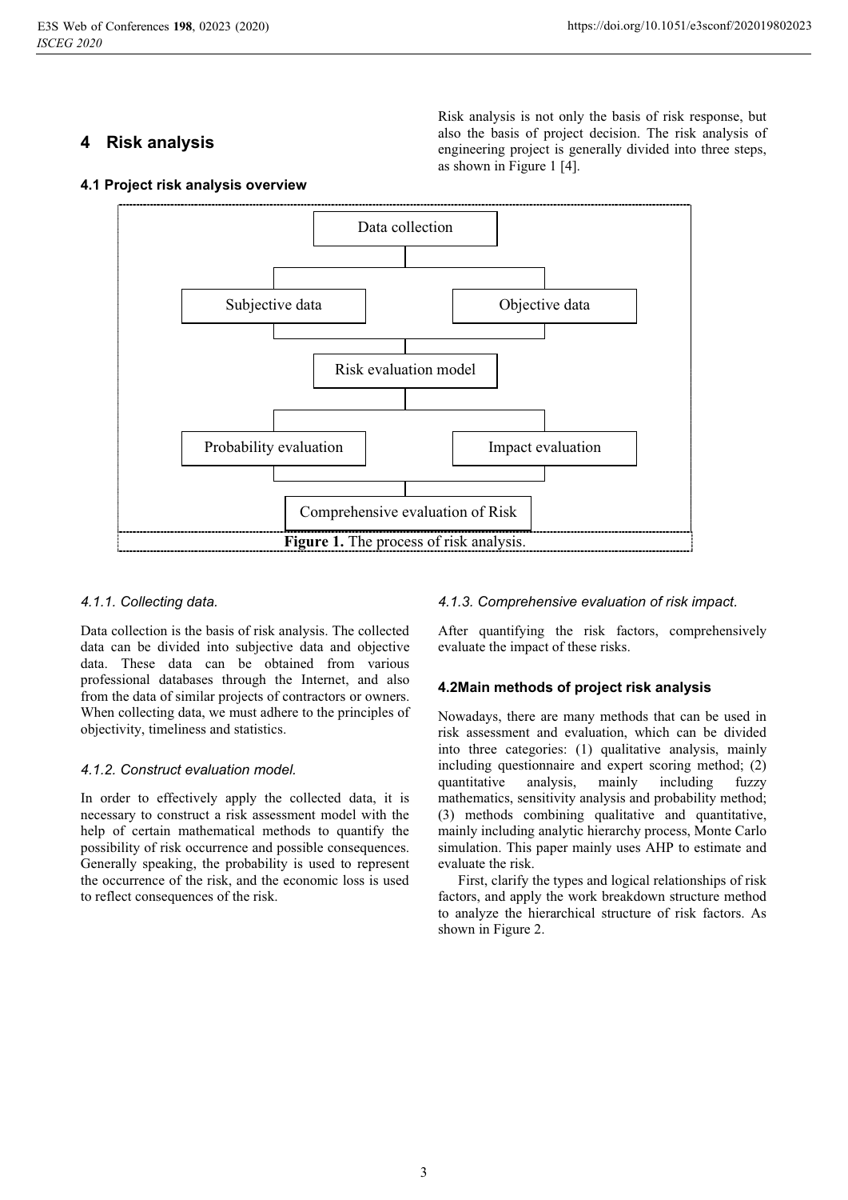## 4 Risk analysis

### 4.1 Project risk analysis overview

Risk analysis is not only the basis of risk response, but also the basis of project decision. The risk analysis of engineering project is generally divided into three steps, as shown in Figure 1 [4].

Data collection

Subjective data

Objective data

Risk evaluation model

Probability evaluation

Impact evaluation

Comprehensive evaluation of Risk

**Figure 1.** The process of risk analysis.

#### *4.1.1. Collecting data.*

Data collection is the basis of risk analysis. The collected data can be divided into subjective data and objective data. These data can be obtained from various professional databases through the Internet, and also from the data of similar projects of contractors or owners. When collecting data, we must adhere to the principles of objectivity, timeliness and statistics.

#### *4.1.2. Construct evaluation model.*

In order to effectively apply the collected data, it is necessary to construct a risk assessment model with the help of certain mathematical methods to quantify the possibility of risk occurrence and possible consequences. Generally speaking, the probability is used to represent the occurrence of the risk, and the economic loss is used to reflect consequences of the risk.

#### *4.1.3. Comprehensive evaluation of risk impact.*

After quantifying the risk factors, comprehensively evaluate the impact of these risks.

### 4.2Main methods of project risk analysis

Nowadays, there are many methods that can be used in risk assessment and evaluation, which can be divided into three categories: (1) qualitative analysis, mainly including questionnaire and expert scoring method; (2) quantitative analysis, mainly including fuzzy mathematics, sensitivity analysis and probability method; (3) methods combining qualitative and quantitative, mainly including analytic hierarchy process, Monte Carlo simulation. This paper mainly uses AHP to estimate and evaluate the risk.

First, clarify the types and logical relationships of risk factors, and apply the work breakdown structure method to analyze the hierarchical structure of risk factors. As shown in Figure 2.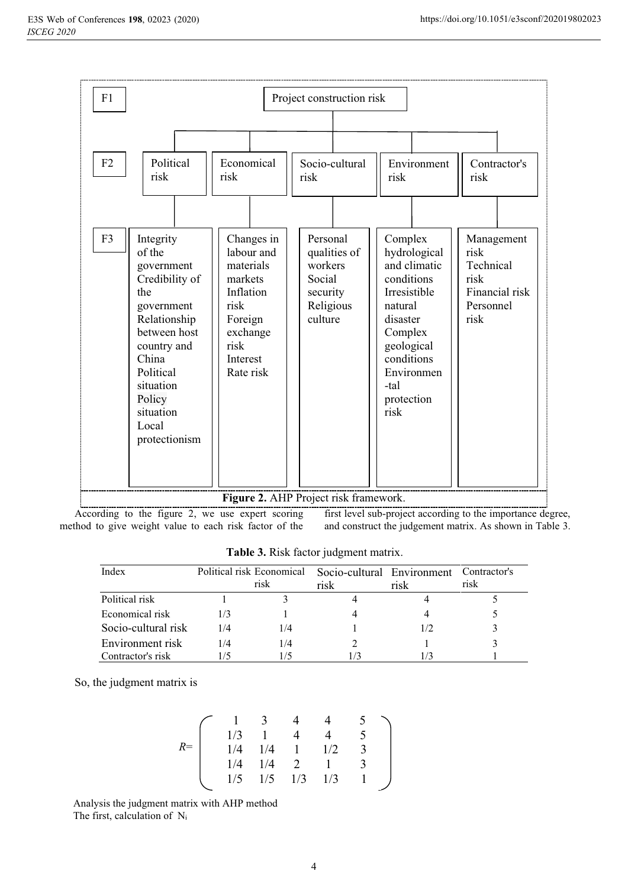| F1 | Project construction risk | | | | |
|---|---|---|---|---|---|
| F2 | Political risk | Economical risk | Socio-cultural risk | Environment risk | Contractor's risk |
| F3 | Integrity of the government<br>Credibility of the government<br>Relationship between host country and China<br>Political situation<br>Policy situation<br>Local protectionism | Changes in labour and materials markets<br>Inflation risk<br>Foreign exchange risk<br>Interest Rate risk | Personal qualities of workers<br>Social security<br>Religious culture | Complex hydrological and climatic conditions<br>Irresistible natural disaster<br>Complex geological conditions<br>Environmental protection risk | Management risk<br>Technical risk<br>Financial risk<br>Personnel risk |

**Figure 2.** AHP Project risk framework.

According to the figure 2, we use expert scoring method to give weight value to each risk factor of the first level sub-project according to the importance degree, and construct the judgement matrix. As shown in Table 3.

**Table 3.** Risk factor judgment matrix.

| Index | Political risk | Economical risk | Socio-cultural risk | Environment risk | Contractor's risk |
|---|---|---|---|---|---|
| Political risk | 1 | 3 | 4 | 4 | 5 |
| Economical risk | 1/3 | 1 | 4 | 4 | 5 |
| Socio-cultural risk | 1/4 | 1/4 | 1 | 1/2 | 3 |
| Environment risk | 1/4 | 1/4 | 2 | 1 | 3 |
| Contractor's risk | 1/5 | 1/5 | 1/3 | 1/3 | 1 |

So, the judgment matrix is

$$R=\begin{pmatrix} 1 & 3 & 4 & 4 & 5 \\ 1/3 & 1 & 4 & 4 & 5 \\ 1/4 & 1/4 & 1 & 1/2 & 3 \\ 1/4 & 1/4 & 2 & 1 & 3 \\ 1/5 & 1/5 & 1/3 & 1/3 & 1 \end{pmatrix}$$

Analysis the judgment matrix with AHP method

The first, calculation of $N_i$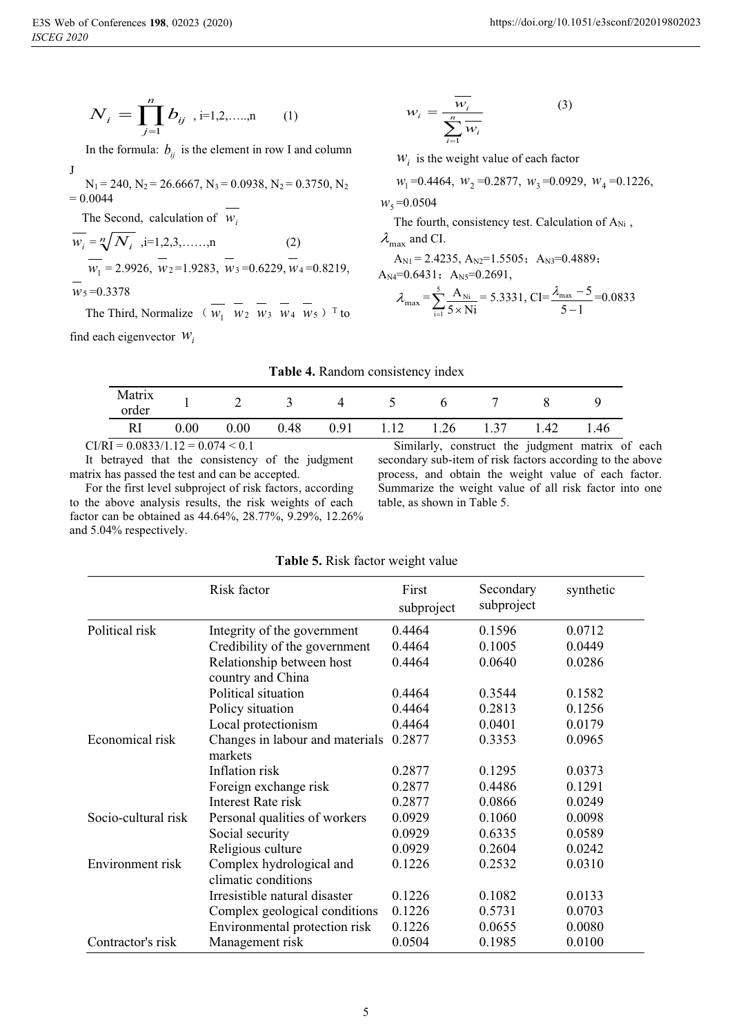$$N_i = \prod_{j=1}^{n} b_{ij} \text{ , i=1,2,.....,n} \quad (1)$$

In the formula: $b_{ij}$ is the element in row I and column J

$N_1$ = 240, $N_2$ = 26.6667, $N_3$ = 0.0938, $N_2$ = 0.3750, $N_2$ = 0.0044

The Second, calculation of $\overline{w_i}$

$$\overline{w_i} = \sqrt[n]{N_i} \text{ ,i=1,2,3,......,n} \quad (2)$$

$\overline{w_1}$ = 2.9926, $\overline{w_2}$ =1.9283, $\overline{w_3}$ =0.6229, $\overline{w_4}$ =0.8219, $\overline{w_5}$ =0.3378

The Third, Normalize （$\overline{w_1}$ $\overline{w_2}$ $\overline{w_3}$ $\overline{w_4}$ $\overline{w_5}$）$^T$ to find each eigenvector $w_i$

$$w_i = \frac{\overline{w_i}}{\sum_{i=1}^{n} \overline{w_i}} \quad (3)$$

$w_i$ is the weight value of each factor

$w_1$ =0.4464, $w_2$ =0.2877, $w_3$ =0.0929, $w_4$ =0.1226, $w_5$ =0.0504

The fourth, consistency test. Calculation of $A_{Ni}$ , $\lambda_{max}$ and CI.

$A_{N1}$ = 2.4235, $A_{N2}$=1.5505； $A_{N3}$=0.4889； $A_{N4}$=0.6431； $A_{N5}$=0.2691,

$$\lambda_{max} = \sum_{i=1}^{5} \frac{A_{Ni}}{5 \times Ni} = 5.3331, \text{ CI=} \frac{\lambda_{max} - 5}{5-1} = 0.0833$$

**Table 4.** Random consistency index

| Matrix order | 1 | 2 | 3 | 4 | 5 | 6 | 7 | 8 | 9 |
|---|---|---|---|---|---|---|---|---|---|
| RI | 0.00 | 0.00 | 0.48 | 0.91 | 1.12 | 1.26 | 1.37 | 1.42 | 1.46 |

CI/RI = 0.0833/1.12 = 0.074 < 0.1

It betrayed that the consistency of the judgment matrix has passed the test and can be accepted.

For the first level subproject of risk factors, according to the above analysis results, the risk weights of each factor can be obtained as 44.64%, 28.77%, 9.29%, 12.26% and 5.04% respectively.

Similarly, construct the judgment matrix of each secondary sub-item of risk factors according to the above process, and obtain the weight value of each factor. Summarize the weight value of all risk factor into one table, as shown in Table 5.

**Table 5.** Risk factor weight value

| | Risk factor | First subproject | Secondary subproject | synthetic |
|---|---|---|---|---|
| Political risk | Integrity of the government | 0.4464 | 0.1596 | 0.0712 |
| | Credibility of the government | 0.4464 | 0.1005 | 0.0449 |
| | Relationship between host country and China | 0.4464 | 0.0640 | 0.0286 |
| | Political situation | 0.4464 | 0.3544 | 0.1582 |
| | Policy situation | 0.4464 | 0.2813 | 0.1256 |
| | Local protectionism | 0.4464 | 0.0401 | 0.0179 |
| Economical risk | Changes in labour and materials markets | 0.2877 | 0.3353 | 0.0965 |
| | Inflation risk | 0.2877 | 0.1295 | 0.0373 |
| | Foreign exchange risk | 0.2877 | 0.4486 | 0.1291 |
| | Interest Rate risk | 0.2877 | 0.0866 | 0.0249 |
| Socio-cultural risk | Personal qualities of workers | 0.0929 | 0.1060 | 0.0098 |
| | Social security | 0.0929 | 0.6335 | 0.0589 |
| | Religious culture | 0.0929 | 0.2604 | 0.0242 |
| Environment risk | Complex hydrological and climatic conditions | 0.1226 | 0.2532 | 0.0310 |
| | Irresistible natural disaster | 0.1226 | 0.1082 | 0.0133 |
| | Complex geological conditions | 0.1226 | 0.5731 | 0.0703 |
| | Environmental protection risk | 0.1226 | 0.0655 | 0.0080 |
| Contractor's risk | Management risk | 0.0504 | 0.1985 | 0.0100 |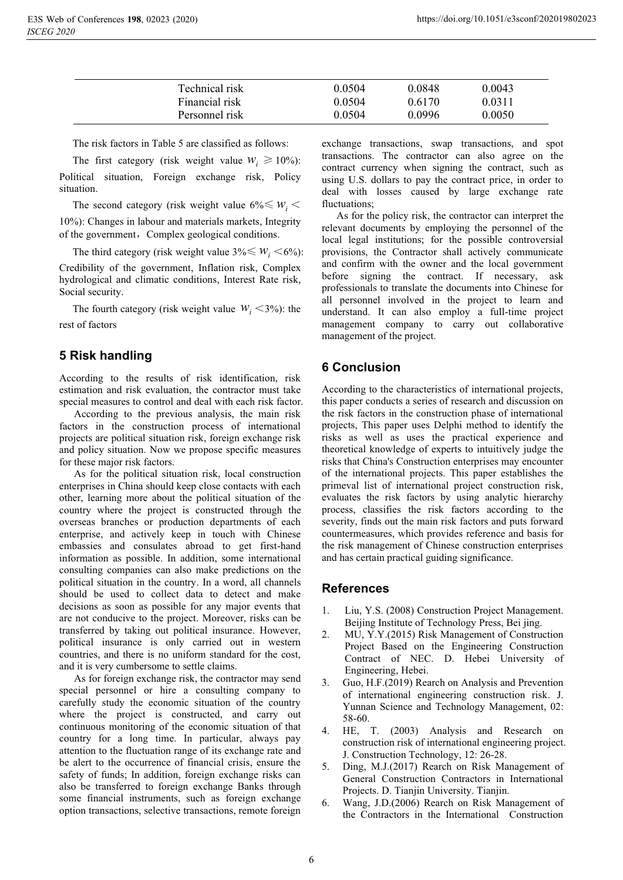| | | | |
|---|---|---|---|
| Technical risk | 0.0504 | 0.0848 | 0.0043 |
| Financial risk | 0.0504 | 0.6170 | 0.0311 |
| Personnel risk | 0.0504 | 0.0996 | 0.0050 |

The risk factors in Table 5 are classified as follows:

The first category (risk weight value $W_i \geqslant 10\%$): Political situation, Foreign exchange risk, Policy situation.

The second category (risk weight value $6\% \leqslant W_i < 10\%$): Changes in labour and materials markets, Integrity of the government，Complex geological conditions.

The third category (risk weight value $3\% \leqslant W_i < 6\%$): Credibility of the government, Inflation risk, Complex hydrological and climatic conditions, Interest Rate risk, Social security.

The fourth category (risk weight value $W_i < 3\%$): the rest of factors

## 5 Risk handling

According to the results of risk identification, risk estimation and risk evaluation, the contractor must take special measures to control and deal with each risk factor.

According to the previous analysis, the main risk factors in the construction process of international projects are political situation risk, foreign exchange risk and policy situation. Now we propose specific measures for these major risk factors.

As for the political situation risk, local construction enterprises in China should keep close contacts with each other, learning more about the political situation of the country where the project is constructed through the overseas branches or production departments of each enterprise, and actively keep in touch with Chinese embassies and consulates abroad to get first-hand information as possible. In addition, some international consulting companies can also make predictions on the political situation in the country. In a word, all channels should be used to collect data to detect and make decisions as soon as possible for any major events that are not conducive to the project. Moreover, risks can be transferred by taking out political insurance. However, political insurance is only carried out in western countries, and there is no uniform standard for the cost, and it is very cumbersome to settle claims.

As for foreign exchange risk, the contractor may send special personnel or hire a consulting company to carefully study the economic situation of the country where the project is constructed, and carry out continuous monitoring of the economic situation of that country for a long time. In particular, always pay attention to the fluctuation range of its exchange rate and be alert to the occurrence of financial crisis, ensure the safety of funds; In addition, foreign exchange risks can also be transferred to foreign exchange Banks through some financial instruments, such as foreign exchange option transactions, selective transactions, remote foreign exchange transactions, swap transactions, and spot transactions. The contractor can also agree on the contract currency when signing the contract, such as using U.S. dollars to pay the contract price, in order to deal with losses caused by large exchange rate fluctuations;

As for the policy risk, the contractor can interpret the relevant documents by employing the personnel of the local legal institutions; for the possible controversial provisions, the Contractor shall actively communicate and confirm with the owner and the local government before signing the contract. If necessary, ask professionals to translate the documents into Chinese for all personnel involved in the project to learn and understand. It can also employ a full-time project management company to carry out collaborative management of the project.

## 6 Conclusion

According to the characteristics of international projects, this paper conducts a series of research and discussion on the risk factors in the construction phase of international projects, This paper uses Delphi method to identify the risks as well as uses the practical experience and theoretical knowledge of experts to intuitively judge the risks that China's Construction enterprises may encounter of the international projects. This paper establishes the primeval list of international project construction risk, evaluates the risk factors by using analytic hierarchy process, classifies the risk factors according to the severity, finds out the main risk factors and puts forward countermeasures, which provides reference and basis for the risk management of Chinese construction enterprises and has certain practical guiding significance.

## References

1. Liu, Y.S. (2008) Construction Project Management. Beijing Institute of Technology Press, Bei jing.
2. MU, Y.Y.(2015) Risk Management of Construction Project Based on the Engineering Construction Contract of NEC. D. Hebei University of Engineering, Hebei.
3. Guo, H.F.(2019) Rearch on Analysis and Prevention of international engineering construction risk. J. Yunnan Science and Technology Management, 02: 58-60.
4. HE, T. (2003) Analysis and Research on construction risk of international engineering project. J. Construction Technology, 12: 26-28.
5. Ding, M.J.(2017) Rearch on Risk Management of General Construction Contractors in International Projects. D. Tianjin University. Tianjin.
6. Wang, J.D.(2006) Rearch on Risk Management of the Contractors in the International Construction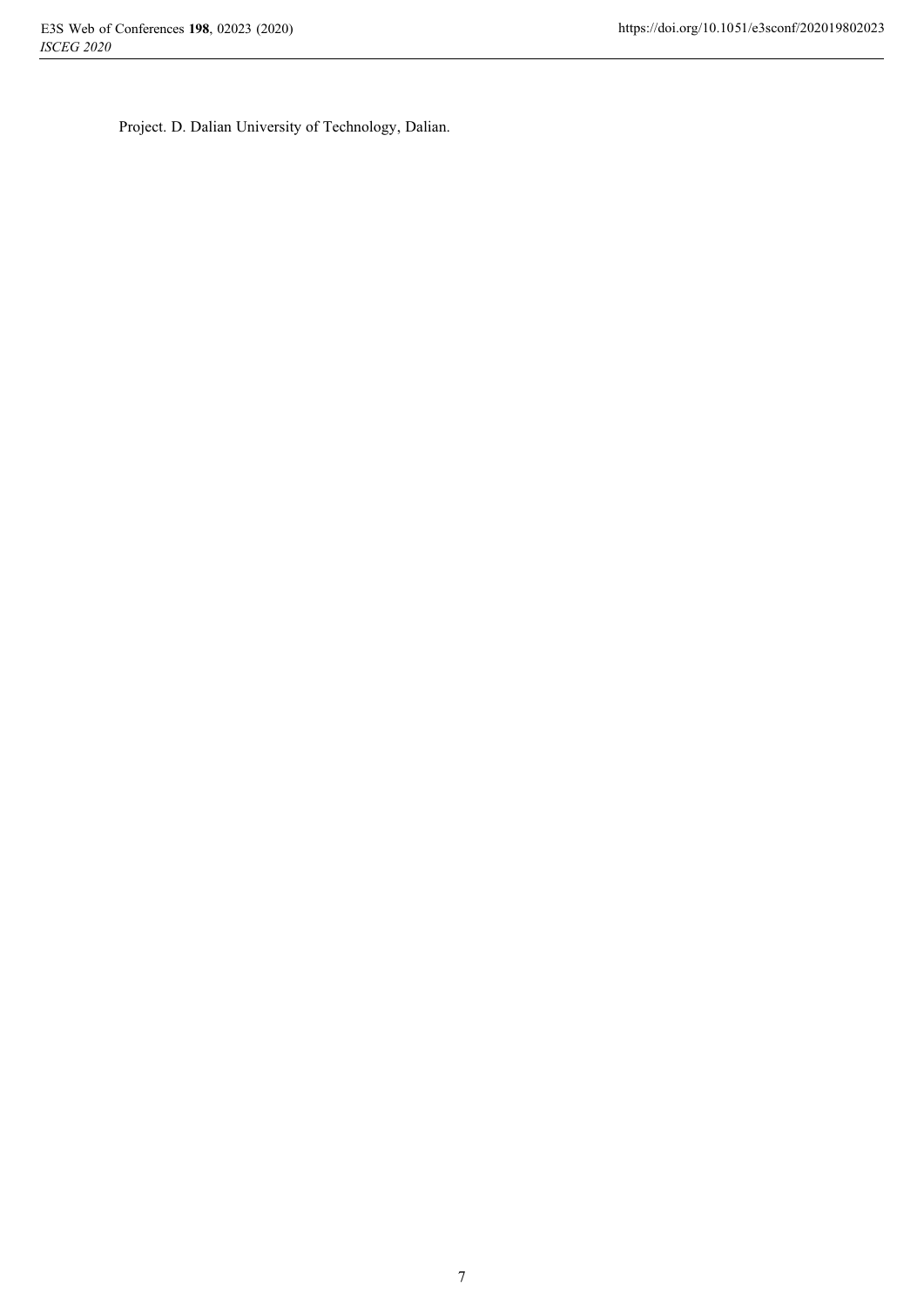Project. D. Dalian University of Technology, Dalian.